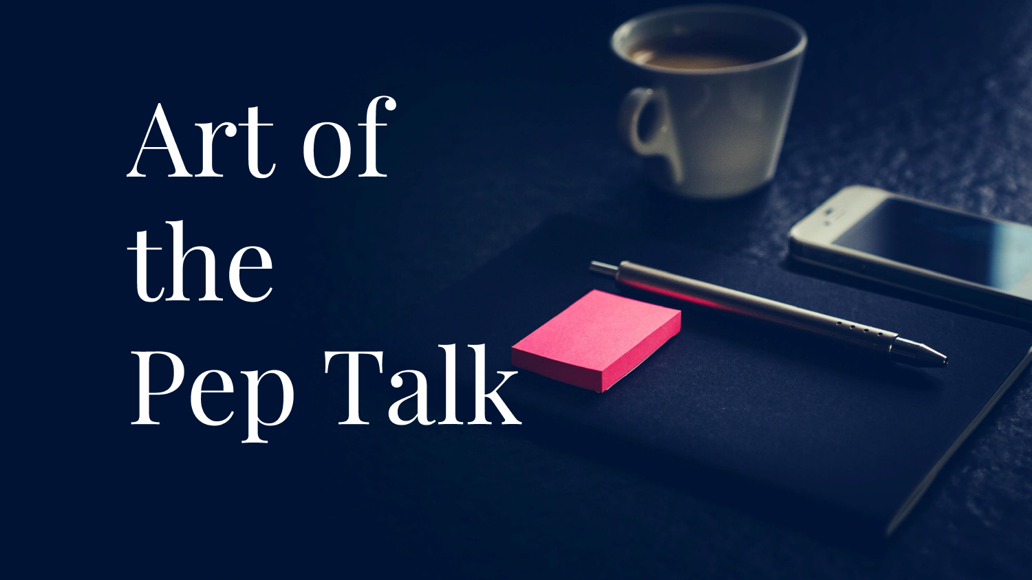# Art of the Pep Talk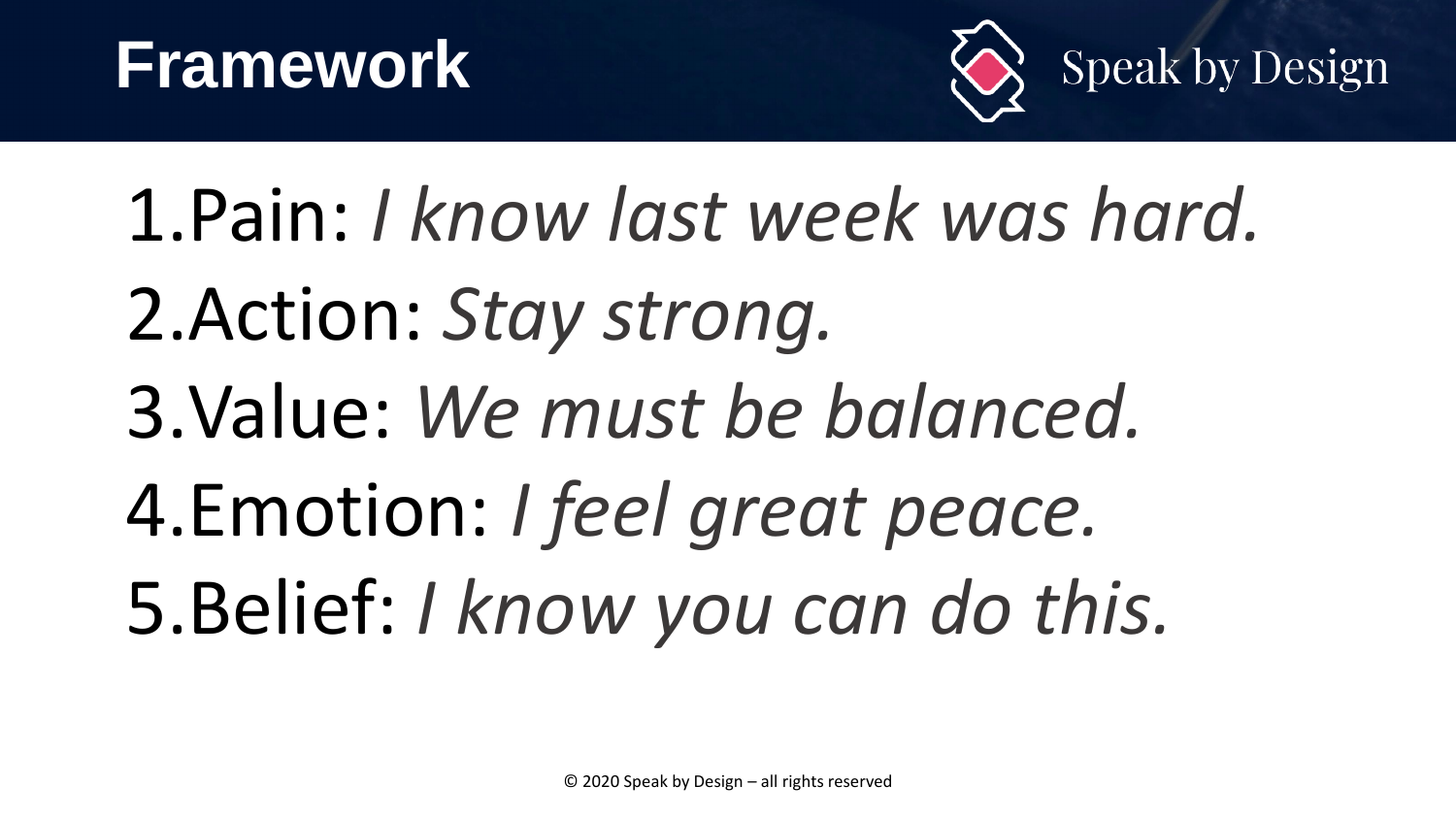# Framework

Speak by Design

1. Pain: *I know last week was hard.*
2. Action: *Stay strong.*
3. Value: *We must be balanced.*
4. Emotion: *I feel great peace.*
5. Belief: *I know you can do this.*

© 2020 Speak by Design – all rights reserved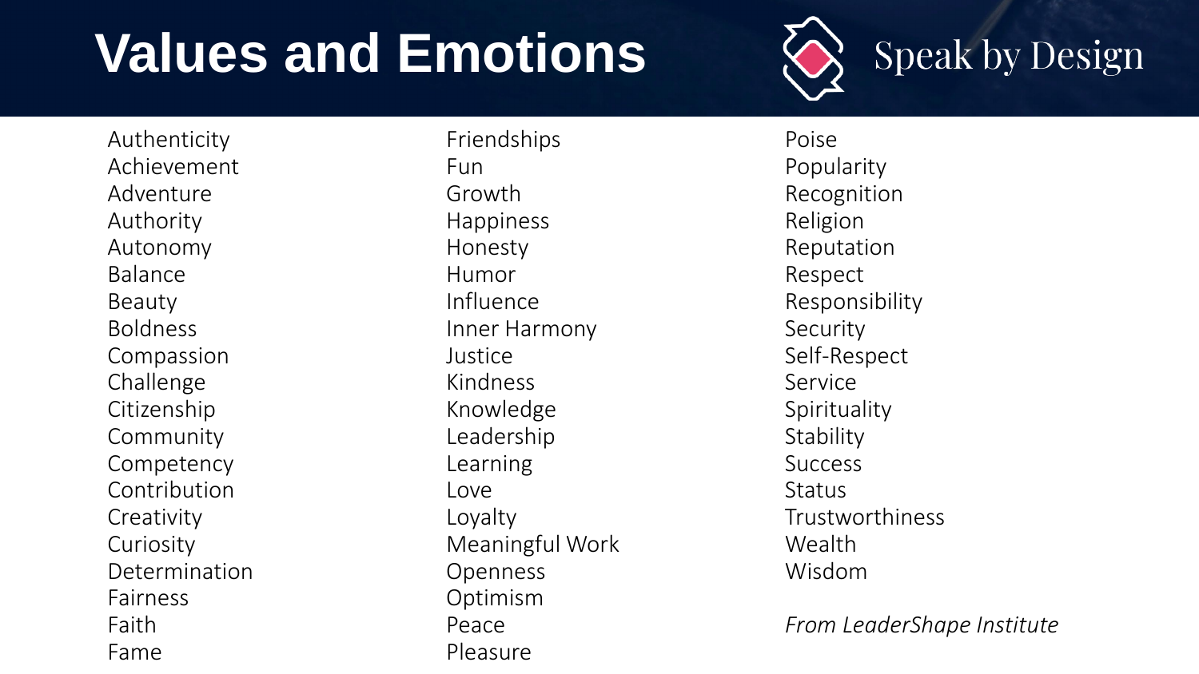# Values and Emotions

Speak by Design

Authenticity
Achievement
Adventure
Authority
Autonomy
Balance
Beauty
Boldness
Compassion
Challenge
Citizenship
Community
Competency
Contribution
Creativity
Curiosity
Determination
Fairness
Faith
Fame
Friendships
Fun
Growth
Happiness
Honesty
Humor
Influence
Inner Harmony
Justice
Kindness
Knowledge
Leadership
Learning
Love
Loyalty
Meaningful Work
Openness
Optimism
Peace
Pleasure
Poise
Popularity
Recognition
Religion
Reputation
Respect
Responsibility
Security
Self-Respect
Service
Spirituality
Stability
Success
Status
Trustworthiness
Wealth
Wisdom

*From LeaderShape Institute*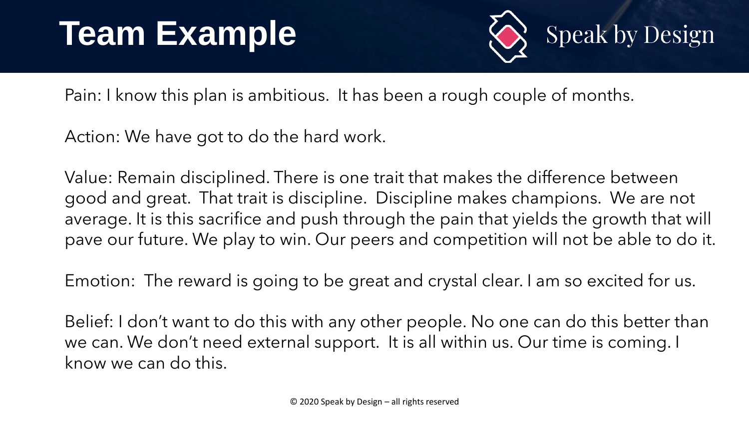# Team Example

Speak by Design

Pain: I know this plan is ambitious.  It has been a rough couple of months.

Action: We have got to do the hard work.

Value: Remain disciplined. There is one trait that makes the difference between good and great.  That trait is discipline.  Discipline makes champions.  We are not average. It is this sacrifice and push through the pain that yields the growth that will pave our future. We play to win. Our peers and competition will not be able to do it.

Emotion:  The reward is going to be great and crystal clear. I am so excited for us.

Belief: I don't want to do this with any other people. No one can do this better than we can. We don't need external support.  It is all within us. Our time is coming. I know we can do this.

© 2020 Speak by Design – all rights reserved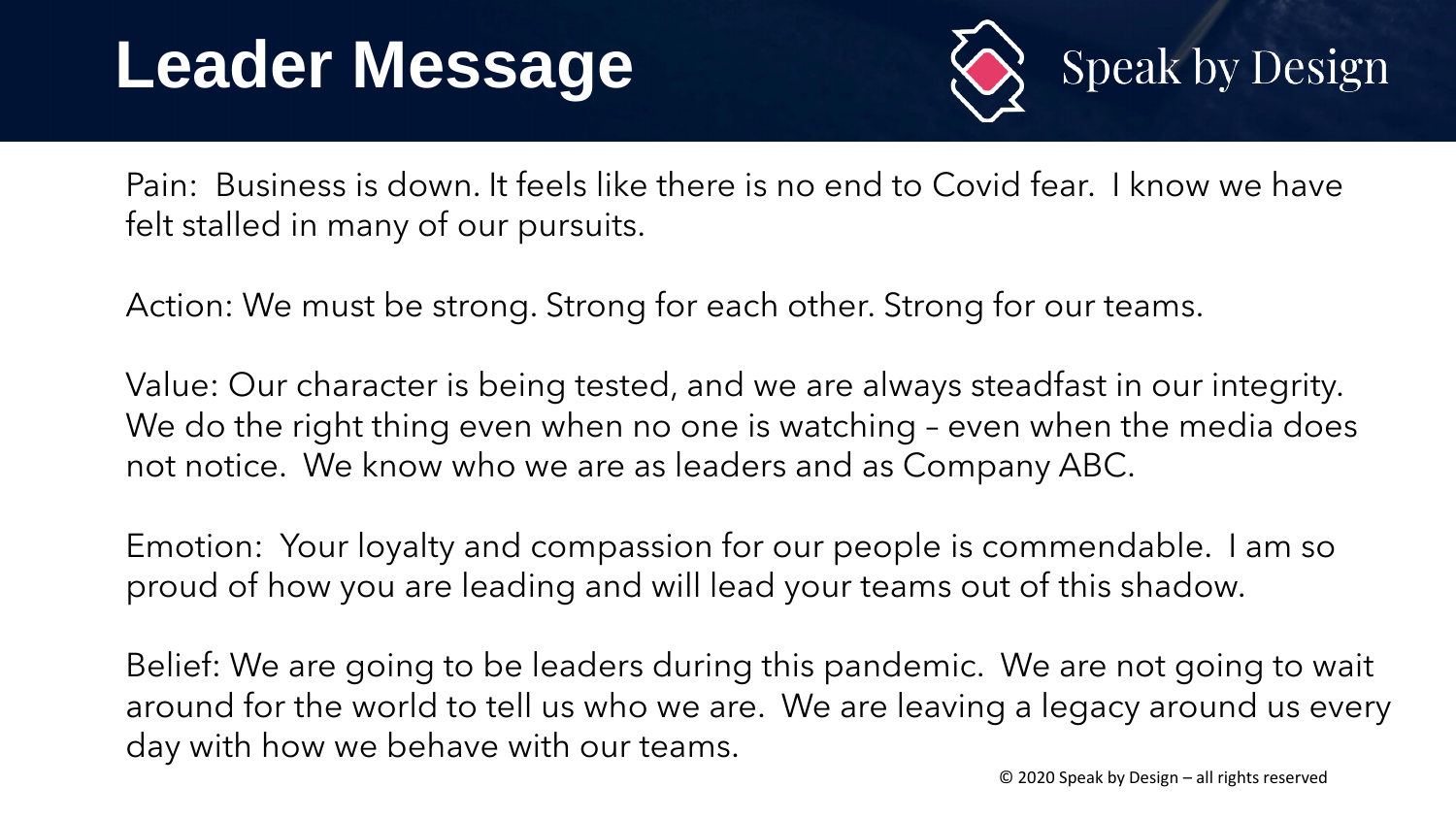# Leader Message

Speak by Design

Pain: Business is down. It feels like there is no end to Covid fear. I know we have felt stalled in many of our pursuits.

Action: We must be strong. Strong for each other. Strong for our teams.

Value: Our character is being tested, and we are always steadfast in our integrity. We do the right thing even when no one is watching – even when the media does not notice. We know who we are as leaders and as Company ABC.

Emotion: Your loyalty and compassion for our people is commendable. I am so proud of how you are leading and will lead your teams out of this shadow.

Belief: We are going to be leaders during this pandemic. We are not going to wait around for the world to tell us who we are. We are leaving a legacy around us every day with how we behave with our teams.

© 2020 Speak by Design – all rights reserved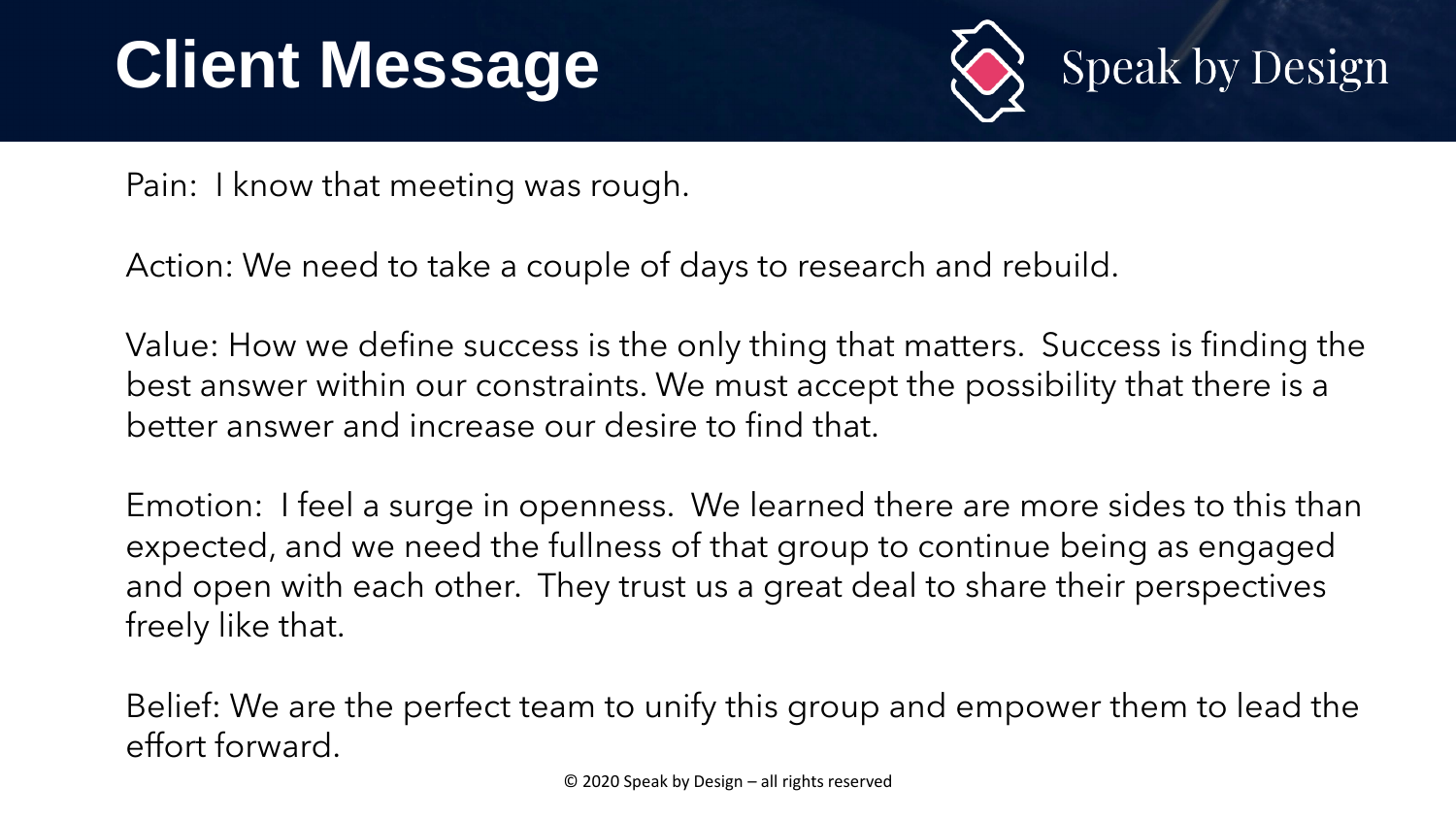# Client Message

Speak by Design

Pain: I know that meeting was rough.

Action: We need to take a couple of days to research and rebuild.

Value: How we define success is the only thing that matters. Success is finding the best answer within our constraints. We must accept the possibility that there is a better answer and increase our desire to find that.

Emotion: I feel a surge in openness. We learned there are more sides to this than expected, and we need the fullness of that group to continue being as engaged and open with each other. They trust us a great deal to share their perspectives freely like that.

Belief: We are the perfect team to unify this group and empower them to lead the effort forward.

© 2020 Speak by Design – all rights reserved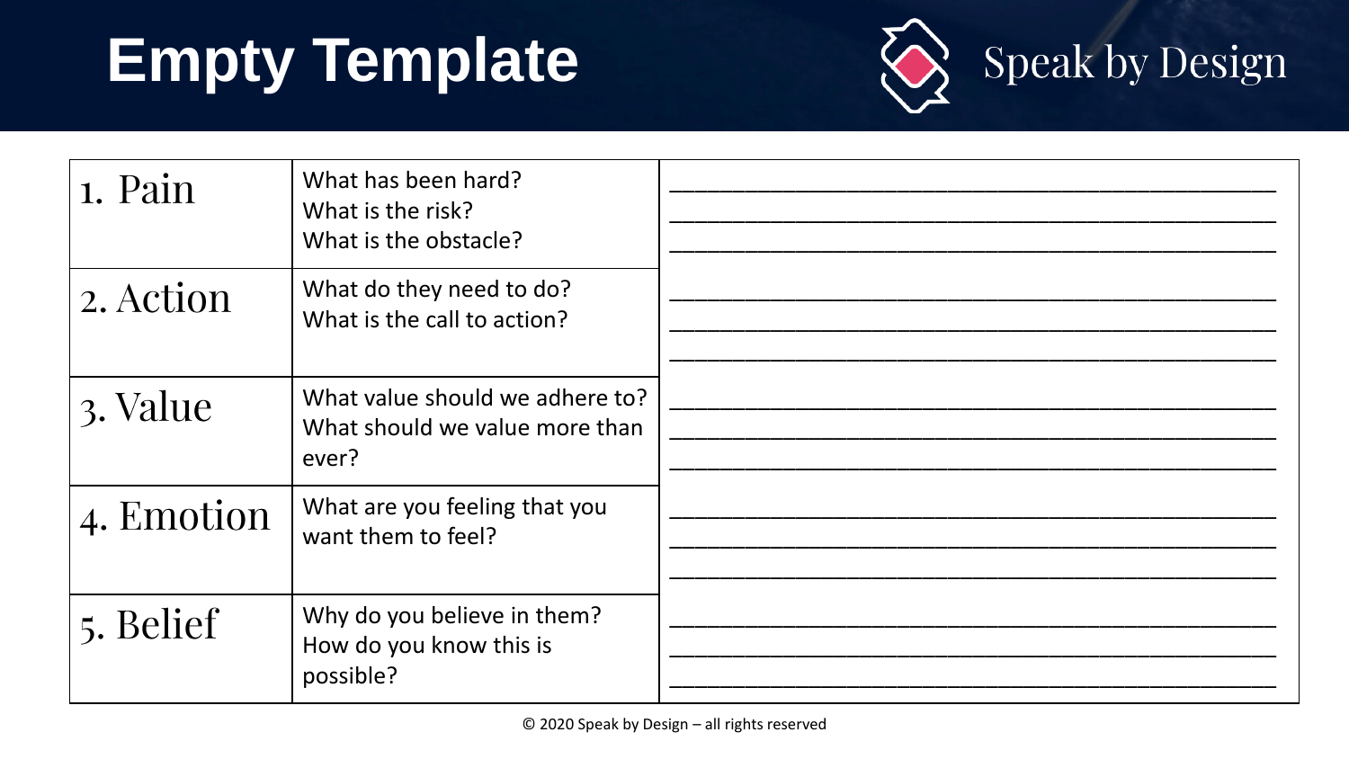# Empty Template

Speak by Design

| | | |
|---|---|---|
| 1. Pain | What has been hard?<br>What is the risk?<br>What is the obstacle? | ____________________________________________<br>____________________________________________<br>____________________________________________ |
| 2. Action | What do they need to do?<br>What is the call to action? | ____________________________________________<br>____________________________________________<br>____________________________________________ |
| 3. Value | What value should we adhere to?<br>What should we value more than ever? | ____________________________________________<br>____________________________________________<br>____________________________________________ |
| 4. Emotion | What are you feeling that you want them to feel? | ____________________________________________<br>____________________________________________<br>____________________________________________ |
| 5. Belief | Why do you believe in them?<br>How do you know this is possible? | ____________________________________________<br>____________________________________________<br>____________________________________________ |

© 2020 Speak by Design – all rights reserved